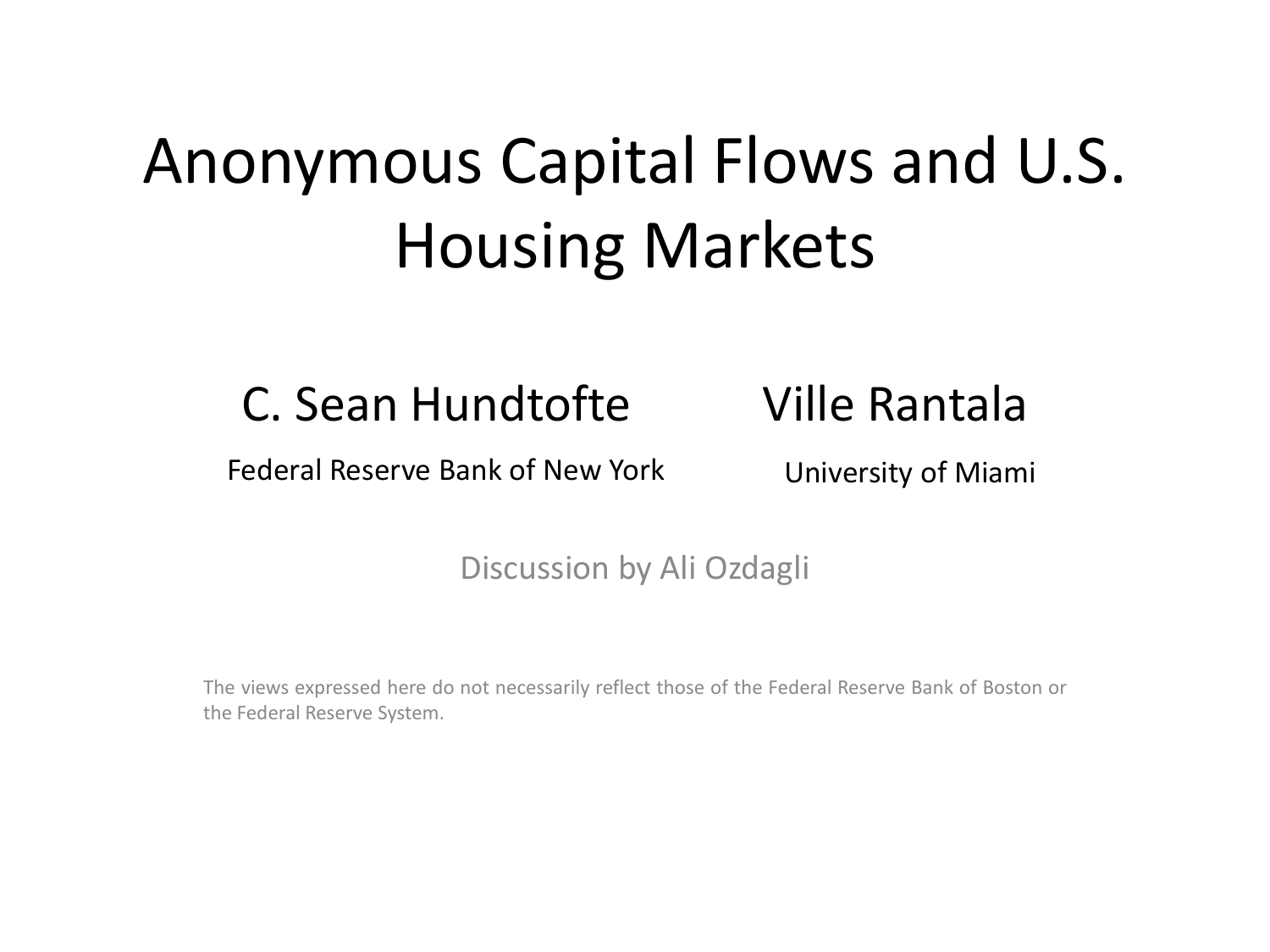# Anonymous Capital Flows and U.S. Housing Markets

C. Sean Hundtofte

Federal Reserve Bank of New York

Ville Rantala

University of Miami

Discussion by Ali Ozdagli

The views expressed here do not necessarily reflect those of the Federal Reserve Bank of Boston or the Federal Reserve System.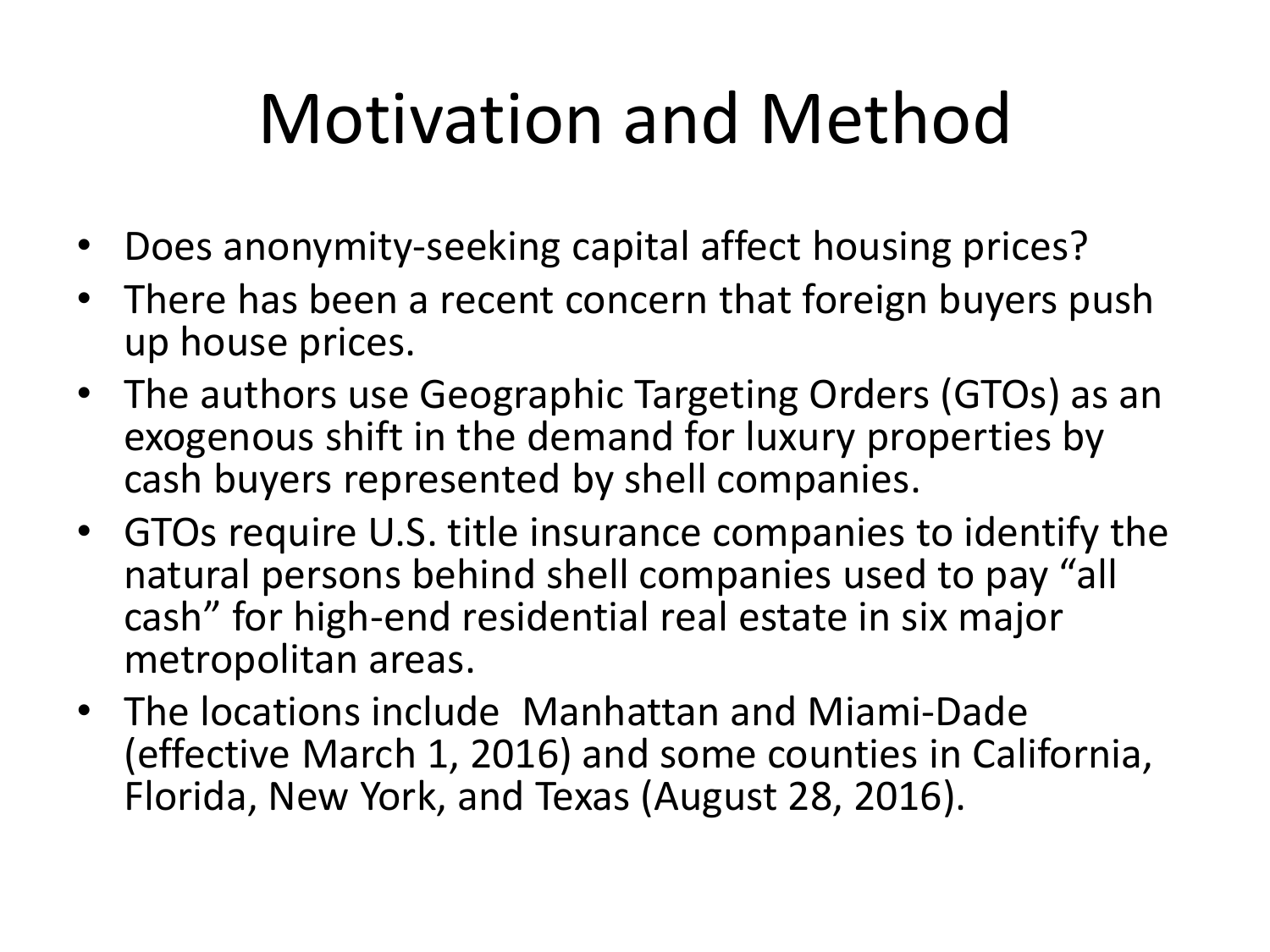# Motivation and Method

- Does anonymity-seeking capital affect housing prices?
- There has been a recent concern that foreign buyers push up house prices.
- The authors use Geographic Targeting Orders (GTOs) as an exogenous shift in the demand for luxury properties by cash buyers represented by shell companies.
- GTOs require U.S. title insurance companies to identify the natural persons behind shell companies used to pay "all cash" for high-end residential real estate in six major metropolitan areas.
- The locations include Manhattan and Miami-Dade (effective March 1, 2016) and some counties in California, Florida, New York, and Texas (August 28, 2016).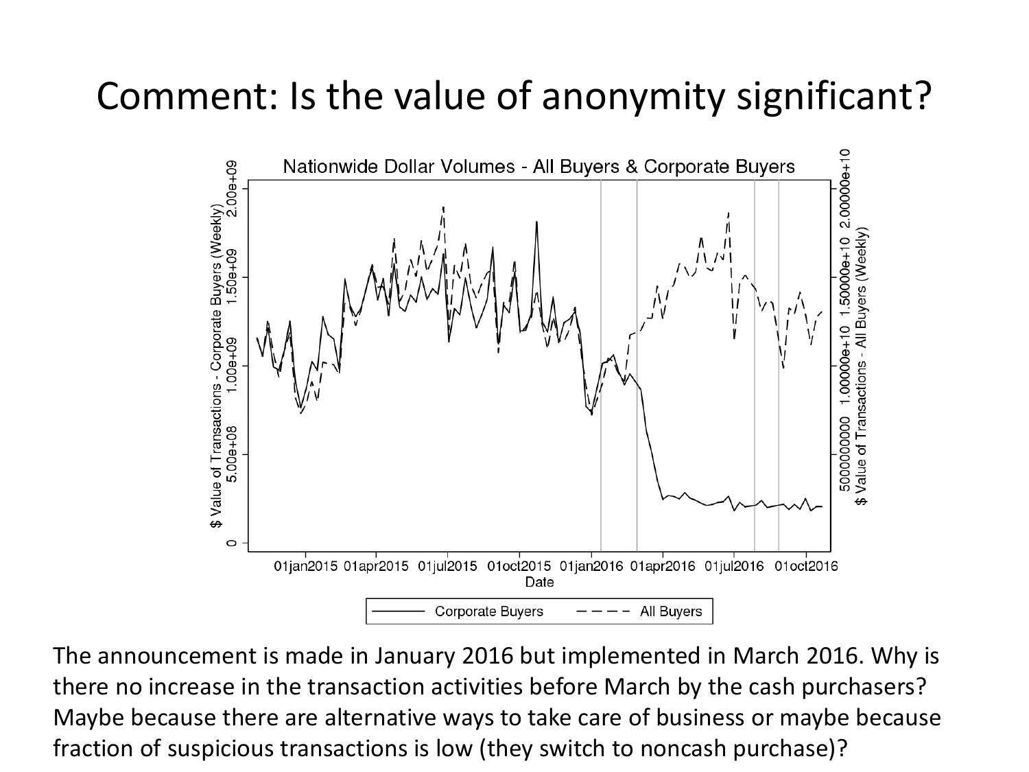# Comment: Is the value of anonymity significant?

The announcement is made in January 2016 but implemented in March 2016. Why is there no increase in the transaction activities before March by the cash purchasers? Maybe because there are alternative ways to take care of business or maybe because fraction of suspicious transactions is low (they switch to noncash purchase)?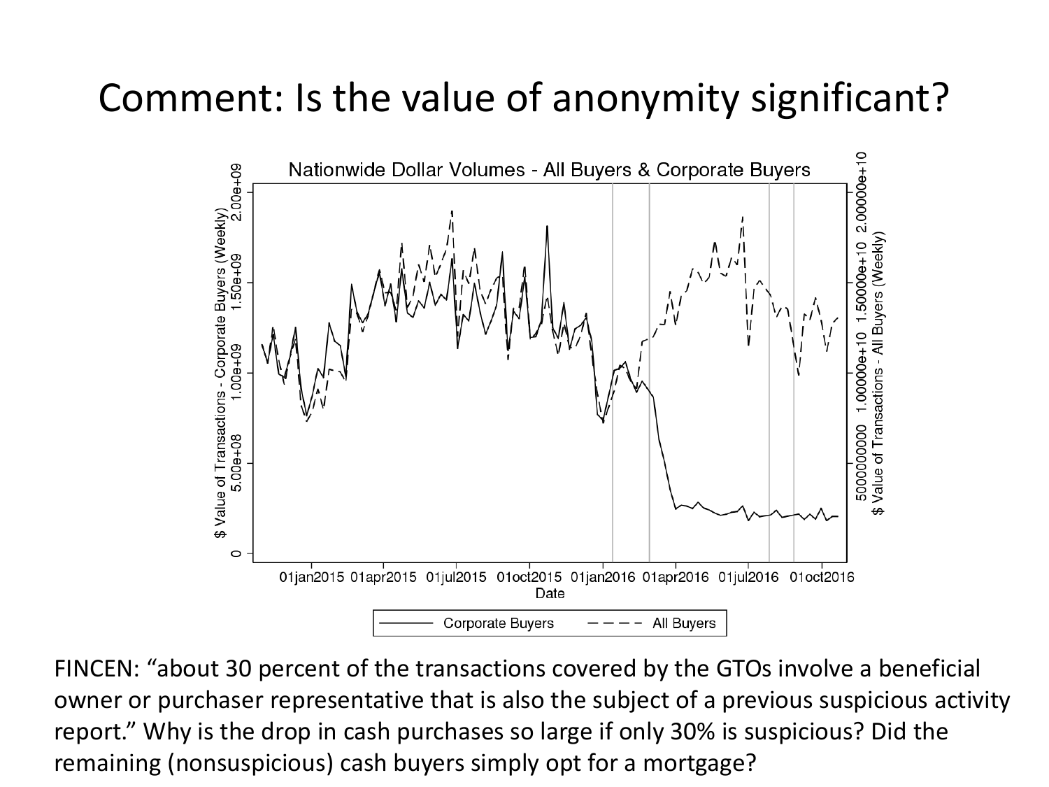# Comment: Is the value of anonymity significant?

FINCEN: “about 30 percent of the transactions covered by the GTOs involve a beneficial owner or purchaser representative that is also the subject of a previous suspicious activity report.” Why is the drop in cash purchases so large if only 30% is suspicious? Did the remaining (nonsuspicious) cash buyers simply opt for a mortgage?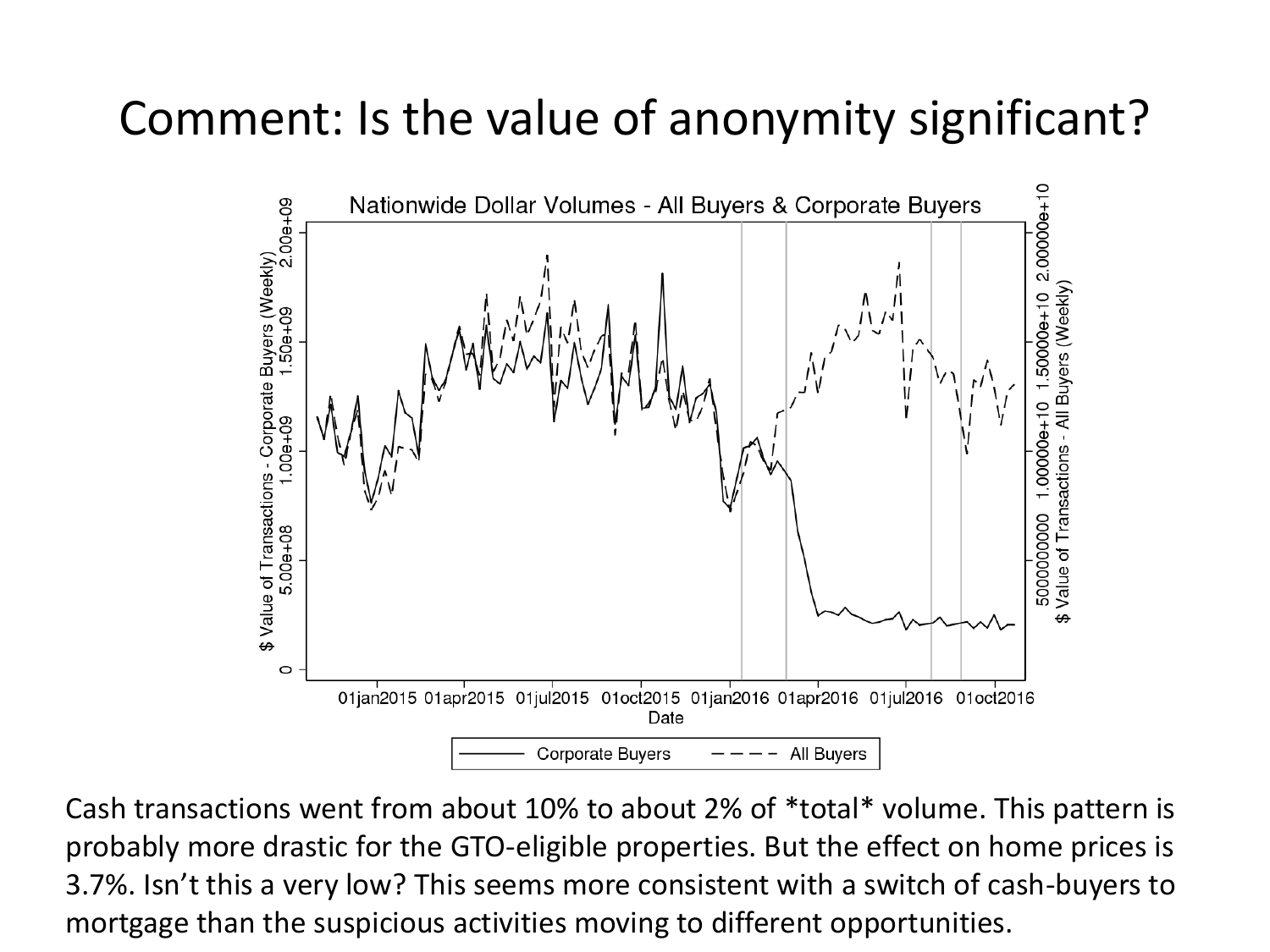# Comment: Is the value of anonymity significant?

Cash transactions went from about 10% to about 2% of *total* volume. This pattern is probably more drastic for the GTO-eligible properties. But the effect on home prices is 3.7%. Isn't this a very low? This seems more consistent with a switch of cash-buyers to mortgage than the suspicious activities moving to different opportunities.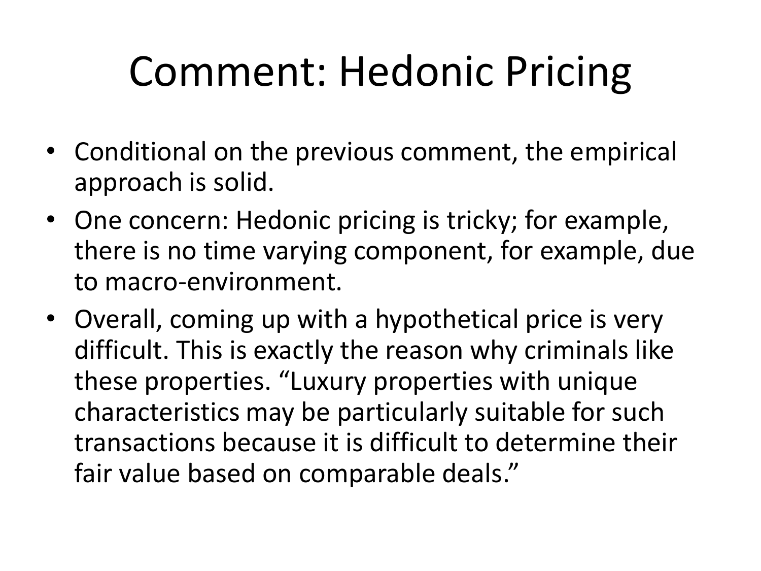# Comment: Hedonic Pricing

- Conditional on the previous comment, the empirical approach is solid.
- One concern: Hedonic pricing is tricky; for example, there is no time varying component, for example, due to macro-environment.
- Overall, coming up with a hypothetical price is very difficult. This is exactly the reason why criminals like these properties. "Luxury properties with unique characteristics may be particularly suitable for such transactions because it is difficult to determine their fair value based on comparable deals."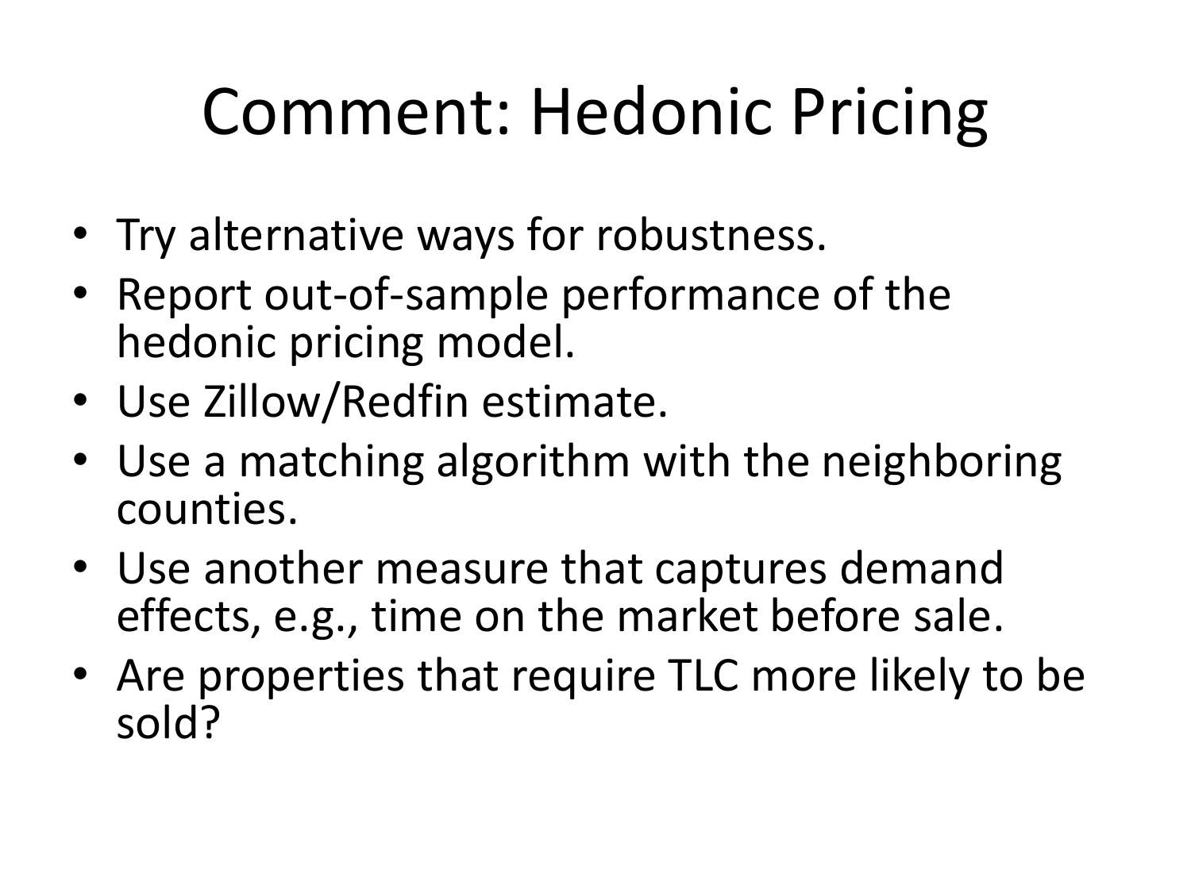# Comment: Hedonic Pricing

- Try alternative ways for robustness.
- Report out-of-sample performance of the hedonic pricing model.
- Use Zillow/Redfin estimate.
- Use a matching algorithm with the neighboring counties.
- Use another measure that captures demand effects, e.g., time on the market before sale.
- Are properties that require TLC more likely to be sold?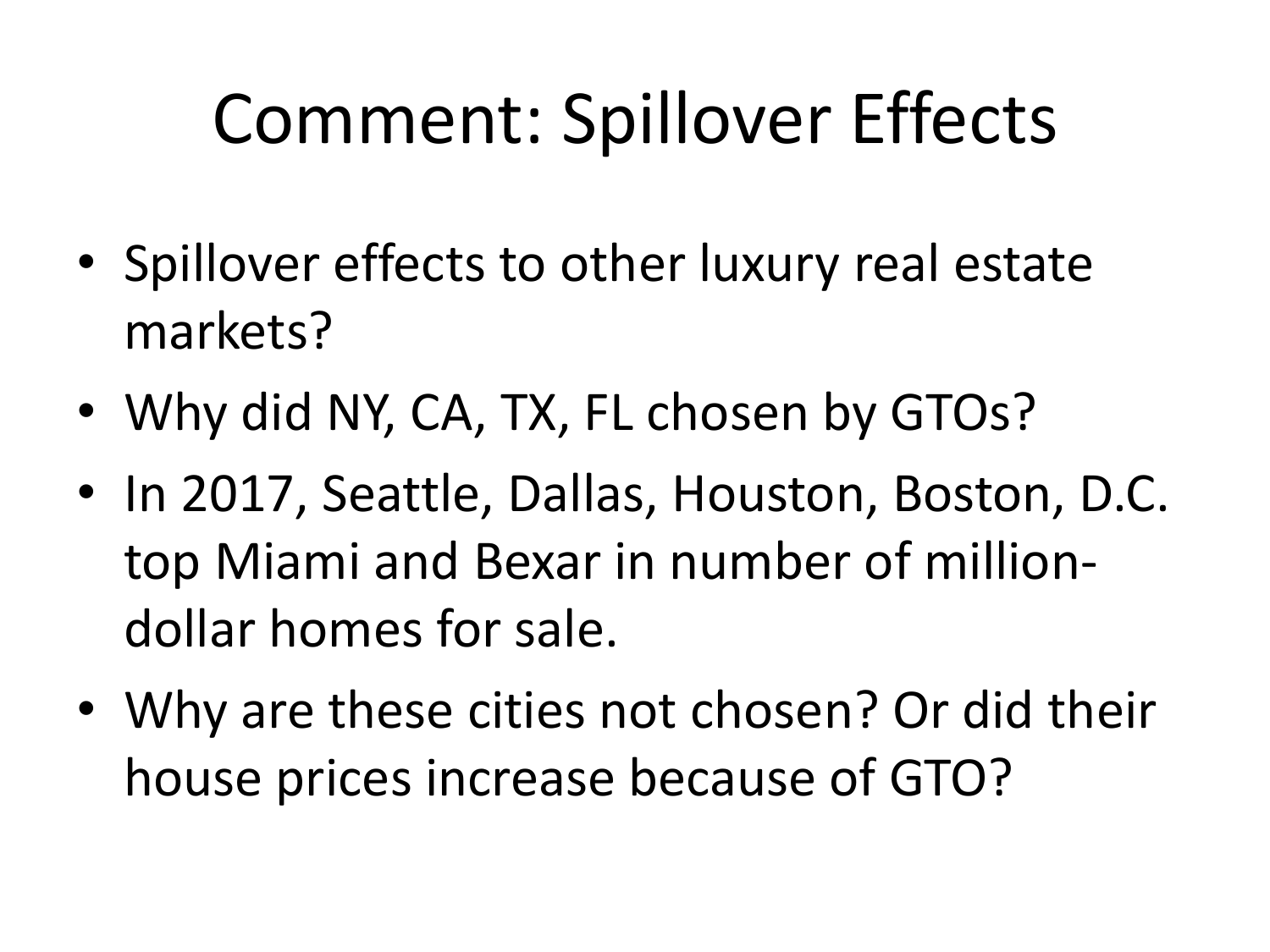# Comment: Spillover Effects

- Spillover effects to other luxury real estate markets?
- Why did NY, CA, TX, FL chosen by GTOs?
- In 2017, Seattle, Dallas, Houston, Boston, D.C. top Miami and Bexar in number of million-dollar homes for sale.
- Why are these cities not chosen? Or did their house prices increase because of GTO?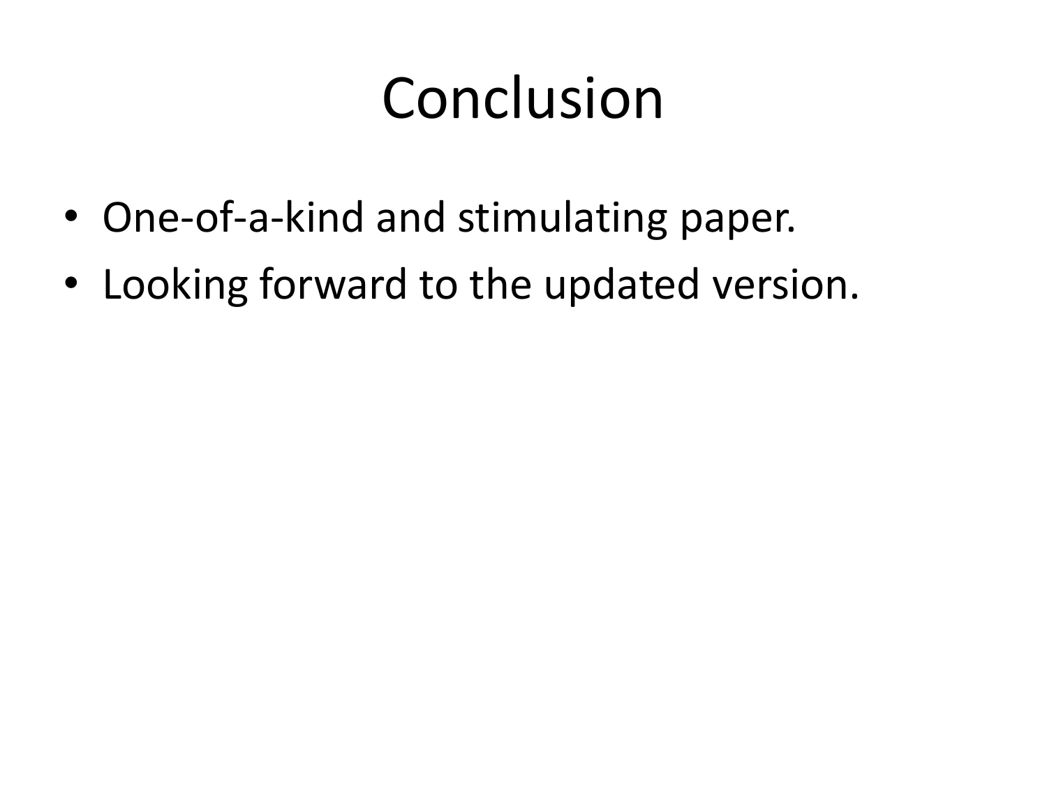# Conclusion

- One-of-a-kind and stimulating paper.
- Looking forward to the updated version.